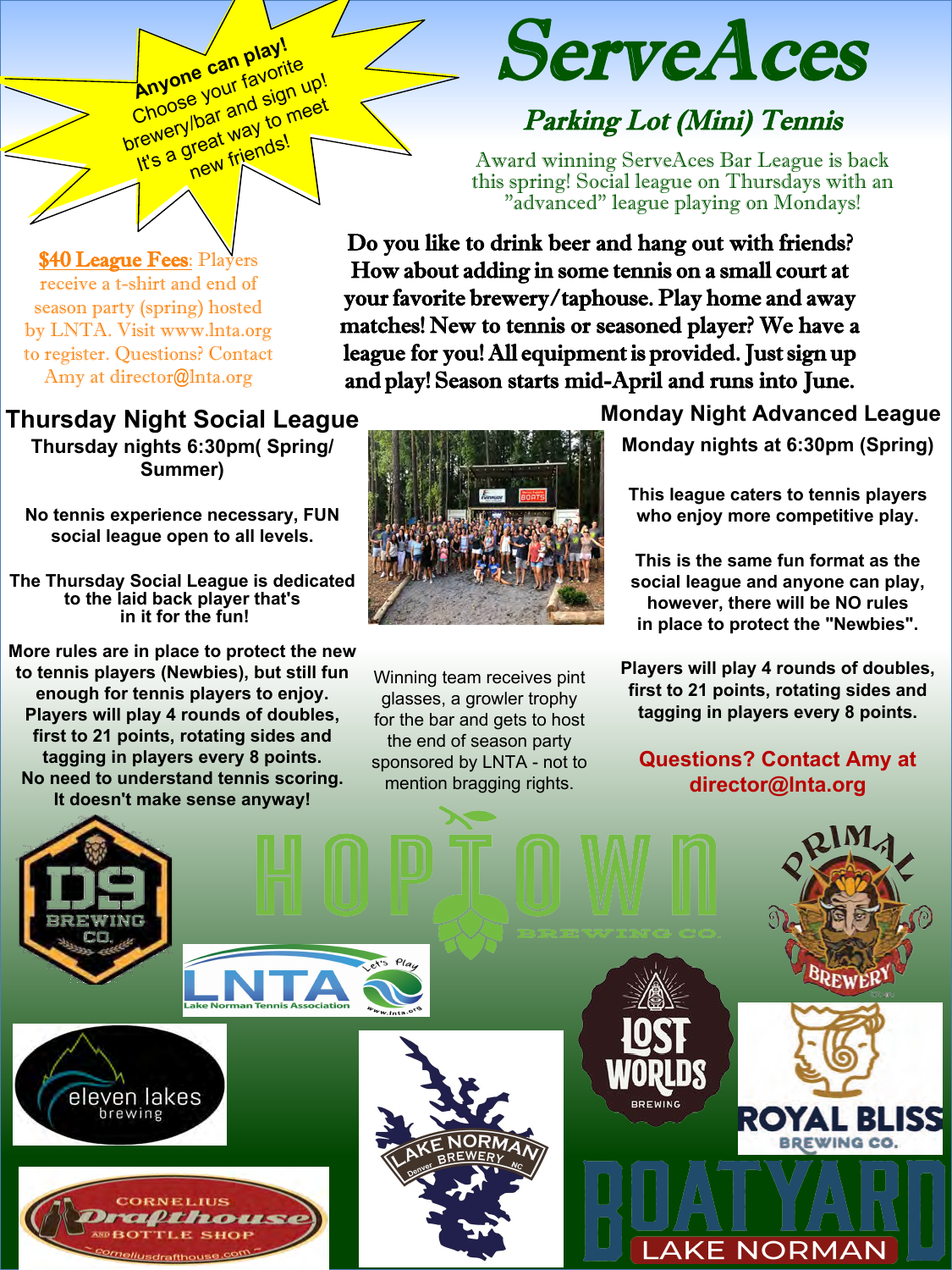# ServeAces

## Parking Lot (Mini) Tennis

Award winning ServeAces Bar League is back this spring! Social league on Thursdays with an "advanced" league playing on Mondays!

**Anyone can play! Choose your favorite brewery/bar and sign up! It's a great way to meet new friends!**

**$40 League Fees**: Players receive a t-shirt and end of season party (spring) hosted by LNTA. Visit www.lnta.org to register. Questions? Contact Amy at director@lnta.org

**Do you like to drink beer and hang out with friends? How about adding in some tennis on a small court at your favorite brewery/taphouse. Play home and away matches! New to tennis or seasoned player? We have a league for you! All equipment is provided. Just sign up and play! Season starts mid-April and runs into June.**

### Thursday Night Social League

**Thursday nights 6:30pm( Spring/ Summer)**

**No tennis experience necessary, FUN social league open to all levels.**

**The Thursday Social League is dedicated to the laid back player that's in it for the fun!**

**More rules are in place to protect the new to tennis players (Newbies), but still fun enough for tennis players to enjoy. Players will play 4 rounds of doubles, first to 21 points, rotating sides and tagging in players every 8 points. No need to understand tennis scoring. It doesn't make sense anyway!**

Winning team receives pint glasses, a growler trophy for the bar and gets to host the end of season party sponsored by LNTA - not to mention bragging rights.

### Monday Night Advanced League

**Monday nights at 6:30pm (Spring)**

**This league caters to tennis players who enjoy more competitive play.**

**This is the same fun format as the social league and anyone can play, however, there will be NO rules in place to protect the "Newbies".**

**Players will play 4 rounds of doubles, first to 21 points, rotating sides and tagging in players every 8 points.**

**Questions? Contact Amy at director@lnta.org**

D9 Brewing Co. · Hoptown Brewing Co. · Primal Brewery · LNTA Lake Norman Tennis Association · Lost Worlds Brewing · eleven lakes brewing · Lake Norman Brewery · Royal Bliss Brewing Co. · Cornelius Drafthouse and Bottle Shop · Boatyard Lake Norman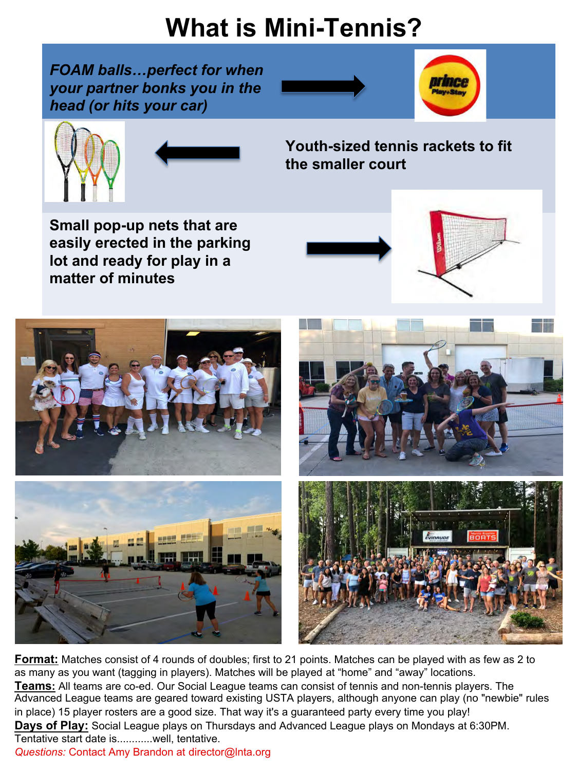# What is Mini-Tennis?

***FOAM balls…perfect for when your partner bonks you in the head (or hits your car)***

**Youth-sized tennis rackets to fit the smaller court**

**Small pop-up nets that are easily erected in the parking lot and ready for play in a matter of minutes**

**Format:** Matches consist of 4 rounds of doubles; first to 21 points. Matches can be played with as few as 2 to as many as you want (tagging in players). Matches will be played at "home" and "away" locations.

**Teams:** All teams are co-ed. Our Social League teams can consist of tennis and non-tennis players. The Advanced League teams are geared toward existing USTA players, although anyone can play (no "newbie" rules in place) 15 player rosters are a good size. That way it's a guaranteed party every time you play!

**Days of Play:** Social League plays on Thursdays and Advanced League plays on Mondays at 6:30PM. Tentative start date is............well, tentative.

*Questions:* Contact Amy Brandon at director@lnta.org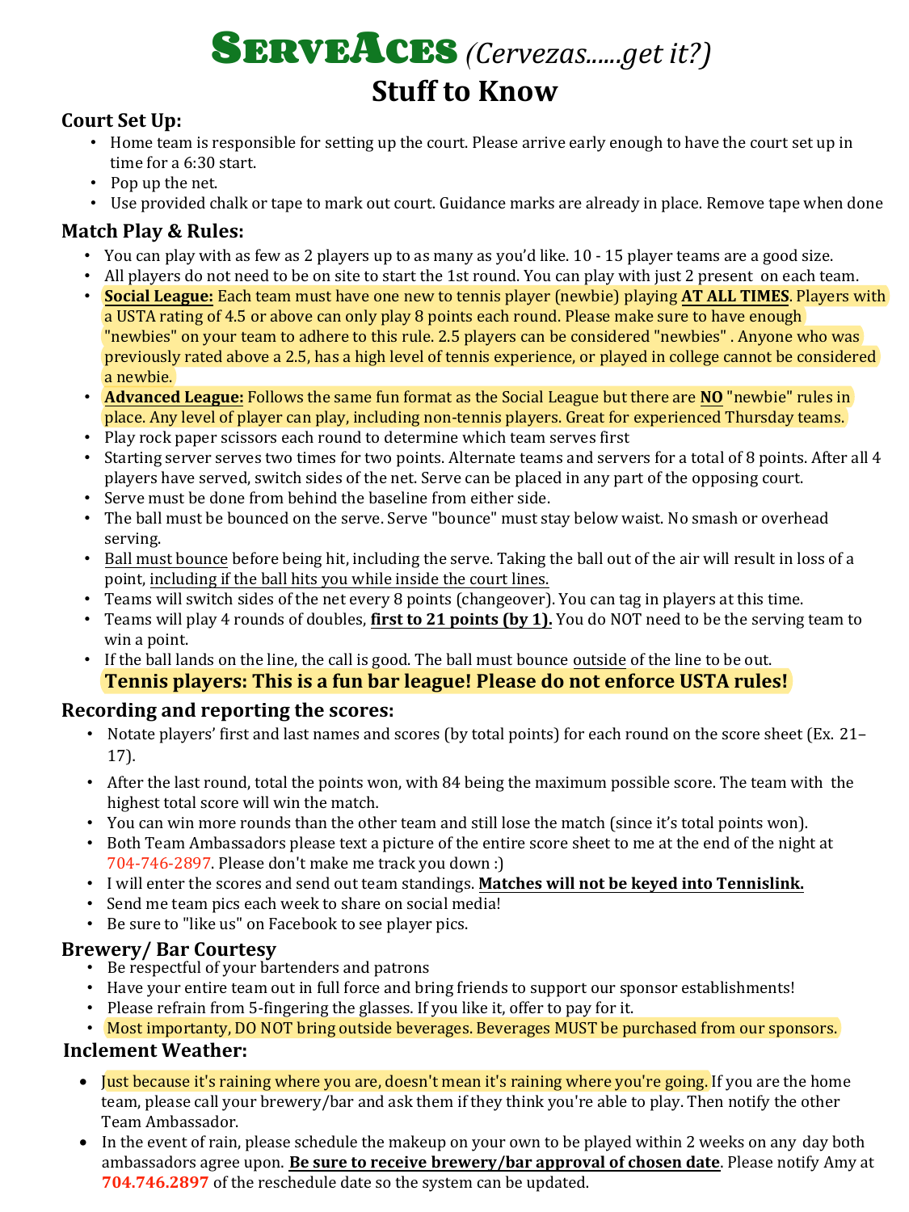# **ServeAces** *(Cervezas......get it?)*

# Stuff to Know

### Court Set Up:

- Home team is responsible for setting up the court. Please arrive early enough to have the court set up in time for a 6:30 start.
- Pop up the net.
- Use provided chalk or tape to mark out court. Guidance marks are already in place. Remove tape when done

### Match Play & Rules:

- You can play with as few as 2 players up to as many as you'd like. 10 - 15 player teams are a good size.
- All players do not need to be on site to start the 1st round. You can play with just 2 present on each team.
- **Social League:** Each team must have one new to tennis player (newbie) playing **AT ALL TIMES**. Players with a USTA rating of 4.5 or above can only play 8 points each round. Please make sure to have enough "newbies" on your team to adhere to this rule. 2.5 players can be considered "newbies" . Anyone who was previously rated above a 2.5, has a high level of tennis experience, or played in college cannot be considered a newbie.
- **Advanced League:** Follows the same fun format as the Social League but there are **NO** "newbie" rules in place. Any level of player can play, including non-tennis players. Great for experienced Thursday teams.
- Play rock paper scissors each round to determine which team serves first
- Starting server serves two times for two points. Alternate teams and servers for a total of 8 points. After all 4 players have served, switch sides of the net. Serve can be placed in any part of the opposing court.
- Serve must be done from behind the baseline from either side.
- The ball must be bounced on the serve. Serve "bounce" must stay below waist. No smash or overhead serving.
- Ball must bounce before being hit, including the serve. Taking the ball out of the air will result in loss of a point, including if the ball hits you while inside the court lines.
- Teams will switch sides of the net every 8 points (changeover). You can tag in players at this time.
- Teams will play 4 rounds of doubles, **first to 21 points (by 1).** You do NOT need to be the serving team to win a point.
- If the ball lands on the line, the call is good. The ball must bounce outside of the line to be out.

**Tennis players: This is a fun bar league! Please do not enforce USTA rules!**

### Recording and reporting the scores:

- Notate players' first and last names and scores (by total points) for each round on the score sheet (Ex. 21–17).
- After the last round, total the points won, with 84 being the maximum possible score. The team with the highest total score will win the match.
- You can win more rounds than the other team and still lose the match (since it's total points won).
- Both Team Ambassadors please text a picture of the entire score sheet to me at the end of the night at 704-746-2897. Please don't make me track you down :)
- I will enter the scores and send out team standings. **Matches will not be keyed into Tennislink.**
- Send me team pics each week to share on social media!
- Be sure to "like us" on Facebook to see player pics.

### Brewery/ Bar Courtesy

- Be respectful of your bartenders and patrons
- Have your entire team out in full force and bring friends to support our sponsor establishments!
- Please refrain from 5-fingering the glasses. If you like it, offer to pay for it.
- Most importantly, DO NOT bring outside beverages. Beverages MUST be purchased from our sponsors.

### Inclement Weather:

- Just because it's raining where you are, doesn't mean it's raining where you're going. If you are the home team, please call your brewery/bar and ask them if they think you're able to play. Then notify the other Team Ambassador.
- In the event of rain, please schedule the makeup on your own to be played within 2 weeks on any day both ambassadors agree upon. **Be sure to receive brewery/bar approval of chosen date**. Please notify Amy at **704.746.2897** of the reschedule date so the system can be updated.